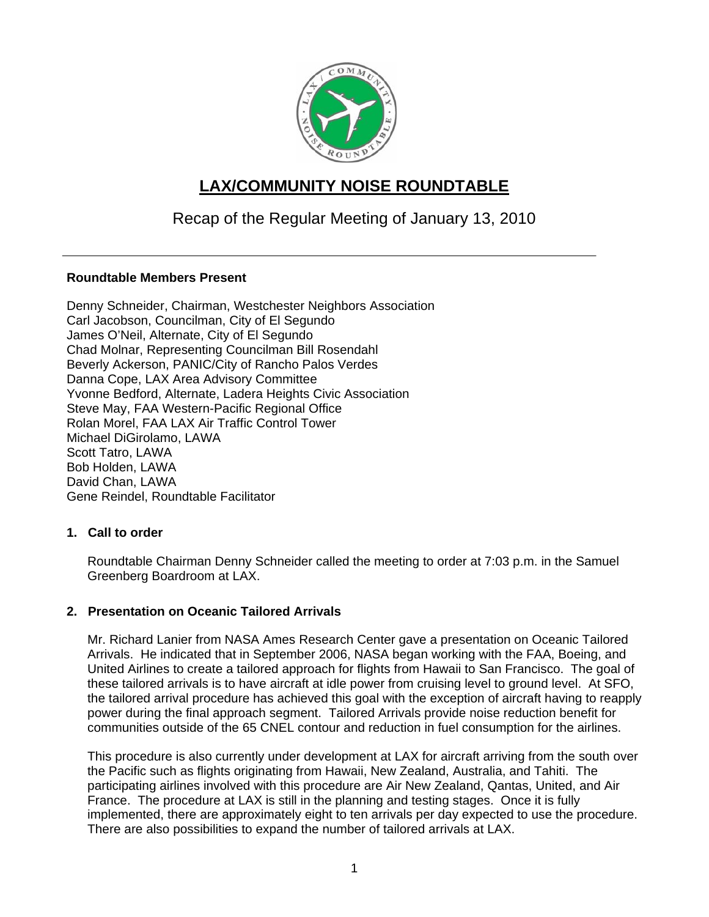# LAX/COMMUNITY NOISE ROUNDTABLE

## Recap of the Regular Meeting of January 13, 2010

---

**Roundtable Members Present**

Denny Schneider, Chairman, Westchester Neighbors Association
Carl Jacobson, Councilman, City of El Segundo
James O'Neil, Alternate, City of El Segundo
Chad Molnar, Representing Councilman Bill Rosendahl
Beverly Ackerson, PANIC/City of Rancho Palos Verdes
Danna Cope, LAX Area Advisory Committee
Yvonne Bedford, Alternate, Ladera Heights Civic Association
Steve May, FAA Western-Pacific Regional Office
Rolan Morel, FAA LAX Air Traffic Control Tower
Michael DiGirolamo, LAWA
Scott Tatro, LAWA
Bob Holden, LAWA
David Chan, LAWA
Gene Reindel, Roundtable Facilitator

**1. Call to order**

Roundtable Chairman Denny Schneider called the meeting to order at 7:03 p.m. in the Samuel Greenberg Boardroom at LAX.

**2. Presentation on Oceanic Tailored Arrivals**

Mr. Richard Lanier from NASA Ames Research Center gave a presentation on Oceanic Tailored Arrivals. He indicated that in September 2006, NASA began working with the FAA, Boeing, and United Airlines to create a tailored approach for flights from Hawaii to San Francisco. The goal of these tailored arrivals is to have aircraft at idle power from cruising level to ground level. At SFO, the tailored arrival procedure has achieved this goal with the exception of aircraft having to reapply power during the final approach segment. Tailored Arrivals provide noise reduction benefit for communities outside of the 65 CNEL contour and reduction in fuel consumption for the airlines.

This procedure is also currently under development at LAX for aircraft arriving from the south over the Pacific such as flights originating from Hawaii, New Zealand, Australia, and Tahiti. The participating airlines involved with this procedure are Air New Zealand, Qantas, United, and Air France. The procedure at LAX is still in the planning and testing stages. Once it is fully implemented, there are approximately eight to ten arrivals per day expected to use the procedure. There are also possibilities to expand the number of tailored arrivals at LAX.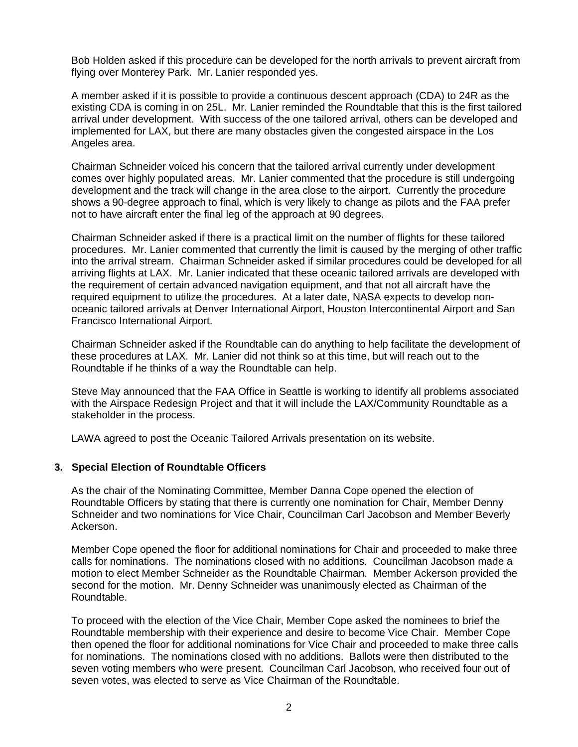Bob Holden asked if this procedure can be developed for the north arrivals to prevent aircraft from flying over Monterey Park. Mr. Lanier responded yes.

A member asked if it is possible to provide a continuous descent approach (CDA) to 24R as the existing CDA is coming in on 25L. Mr. Lanier reminded the Roundtable that this is the first tailored arrival under development. With success of the one tailored arrival, others can be developed and implemented for LAX, but there are many obstacles given the congested airspace in the Los Angeles area.

Chairman Schneider voiced his concern that the tailored arrival currently under development comes over highly populated areas. Mr. Lanier commented that the procedure is still undergoing development and the track will change in the area close to the airport. Currently the procedure shows a 90-degree approach to final, which is very likely to change as pilots and the FAA prefer not to have aircraft enter the final leg of the approach at 90 degrees.

Chairman Schneider asked if there is a practical limit on the number of flights for these tailored procedures. Mr. Lanier commented that currently the limit is caused by the merging of other traffic into the arrival stream. Chairman Schneider asked if similar procedures could be developed for all arriving flights at LAX. Mr. Lanier indicated that these oceanic tailored arrivals are developed with the requirement of certain advanced navigation equipment, and that not all aircraft have the required equipment to utilize the procedures. At a later date, NASA expects to develop non-oceanic tailored arrivals at Denver International Airport, Houston Intercontinental Airport and San Francisco International Airport.

Chairman Schneider asked if the Roundtable can do anything to help facilitate the development of these procedures at LAX. Mr. Lanier did not think so at this time, but will reach out to the Roundtable if he thinks of a way the Roundtable can help.

Steve May announced that the FAA Office in Seattle is working to identify all problems associated with the Airspace Redesign Project and that it will include the LAX/Community Roundtable as a stakeholder in the process.

LAWA agreed to post the Oceanic Tailored Arrivals presentation on its website.

### 3. Special Election of Roundtable Officers

As the chair of the Nominating Committee, Member Danna Cope opened the election of Roundtable Officers by stating that there is currently one nomination for Chair, Member Denny Schneider and two nominations for Vice Chair, Councilman Carl Jacobson and Member Beverly Ackerson.

Member Cope opened the floor for additional nominations for Chair and proceeded to make three calls for nominations. The nominations closed with no additions. Councilman Jacobson made a motion to elect Member Schneider as the Roundtable Chairman. Member Ackerson provided the second for the motion. Mr. Denny Schneider was unanimously elected as Chairman of the Roundtable.

To proceed with the election of the Vice Chair, Member Cope asked the nominees to brief the Roundtable membership with their experience and desire to become Vice Chair. Member Cope then opened the floor for additional nominations for Vice Chair and proceeded to make three calls for nominations. The nominations closed with no additions. Ballots were then distributed to the seven voting members who were present. Councilman Carl Jacobson, who received four out of seven votes, was elected to serve as Vice Chairman of the Roundtable.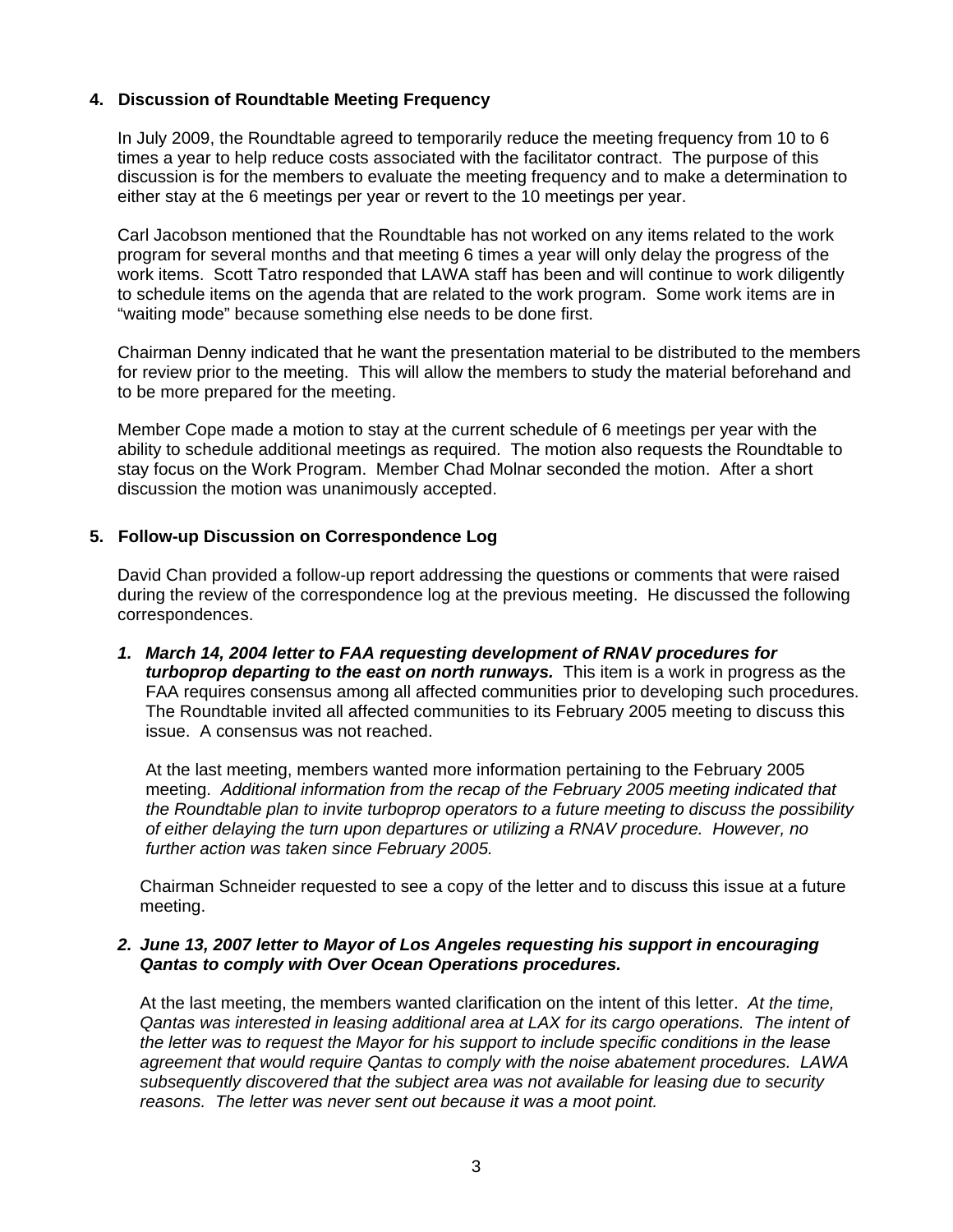## 4. Discussion of Roundtable Meeting Frequency

In July 2009, the Roundtable agreed to temporarily reduce the meeting frequency from 10 to 6 times a year to help reduce costs associated with the facilitator contract. The purpose of this discussion is for the members to evaluate the meeting frequency and to make a determination to either stay at the 6 meetings per year or revert to the 10 meetings per year.

Carl Jacobson mentioned that the Roundtable has not worked on any items related to the work program for several months and that meeting 6 times a year will only delay the progress of the work items. Scott Tatro responded that LAWA staff has been and will continue to work diligently to schedule items on the agenda that are related to the work program. Some work items are in "waiting mode" because something else needs to be done first.

Chairman Denny indicated that he want the presentation material to be distributed to the members for review prior to the meeting. This will allow the members to study the material beforehand and to be more prepared for the meeting.

Member Cope made a motion to stay at the current schedule of 6 meetings per year with the ability to schedule additional meetings as required. The motion also requests the Roundtable to stay focus on the Work Program. Member Chad Molnar seconded the motion. After a short discussion the motion was unanimously accepted.

## 5. Follow-up Discussion on Correspondence Log

David Chan provided a follow-up report addressing the questions or comments that were raised during the review of the correspondence log at the previous meeting. He discussed the following correspondences.

1. ***March 14, 2004 letter to FAA requesting development of RNAV procedures for turboprop departing to the east on north runways.*** This item is a work in progress as the FAA requires consensus among all affected communities prior to developing such procedures. The Roundtable invited all affected communities to its February 2005 meeting to discuss this issue. A consensus was not reached.

   At the last meeting, members wanted more information pertaining to the February 2005 meeting. *Additional information from the recap of the February 2005 meeting indicated that the Roundtable plan to invite turboprop operators to a future meeting to discuss the possibility of either delaying the turn upon departures or utilizing a RNAV procedure. However, no further action was taken since February 2005.*

   Chairman Schneider requested to see a copy of the letter and to discuss this issue at a future meeting.

2. ***June 13, 2007 letter to Mayor of Los Angeles requesting his support in encouraging Qantas to comply with Over Ocean Operations procedures.***

   At the last meeting, the members wanted clarification on the intent of this letter. *At the time, Qantas was interested in leasing additional area at LAX for its cargo operations. The intent of the letter was to request the Mayor for his support to include specific conditions in the lease agreement that would require Qantas to comply with the noise abatement procedures. LAWA subsequently discovered that the subject area was not available for leasing due to security reasons. The letter was never sent out because it was a moot point.*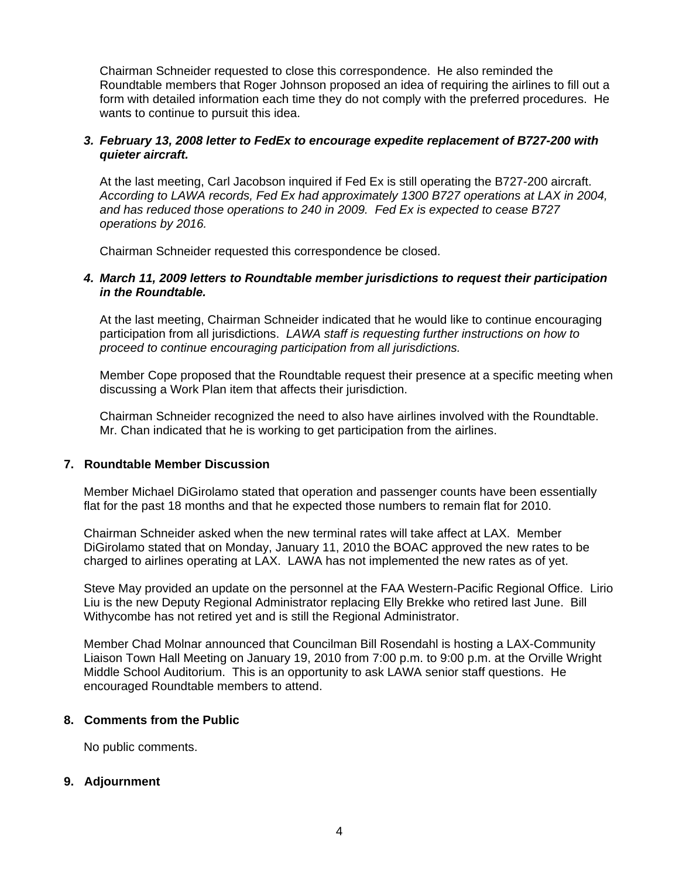Chairman Schneider requested to close this correspondence. He also reminded the Roundtable members that Roger Johnson proposed an idea of requiring the airlines to fill out a form with detailed information each time they do not comply with the preferred procedures. He wants to continue to pursue this idea.

***3. February 13, 2008 letter to FedEx to encourage expedite replacement of B727-200 with quieter aircraft.***

At the last meeting, Carl Jacobson inquired if Fed Ex is still operating the B727-200 aircraft. *According to LAWA records, Fed Ex had approximately 1300 B727 operations at LAX in 2004, and has reduced those operations to 240 in 2009. Fed Ex is expected to cease B727 operations by 2016.*

Chairman Schneider requested this correspondence be closed.

***4. March 11, 2009 letters to Roundtable member jurisdictions to request their participation in the Roundtable.***

At the last meeting, Chairman Schneider indicated that he would like to continue encouraging participation from all jurisdictions. *LAWA staff is requesting further instructions on how to proceed to continue encouraging participation from all jurisdictions.*

Member Cope proposed that the Roundtable request their presence at a specific meeting when discussing a Work Plan item that affects their jurisdiction.

Chairman Schneider recognized the need to also have airlines involved with the Roundtable. Mr. Chan indicated that he is working to get participation from the airlines.

**7. Roundtable Member Discussion**

Member Michael DiGirolamo stated that operation and passenger counts have been essentially flat for the past 18 months and that he expected those numbers to remain flat for 2010.

Chairman Schneider asked when the new terminal rates will take affect at LAX. Member DiGirolamo stated that on Monday, January 11, 2010 the BOAC approved the new rates to be charged to airlines operating at LAX. LAWA has not implemented the new rates as of yet.

Steve May provided an update on the personnel at the FAA Western-Pacific Regional Office. Lirio Liu is the new Deputy Regional Administrator replacing Elly Brekke who retired last June. Bill Withycombe has not retired yet and is still the Regional Administrator.

Member Chad Molnar announced that Councilman Bill Rosendahl is hosting a LAX-Community Liaison Town Hall Meeting on January 19, 2010 from 7:00 p.m. to 9:00 p.m. at the Orville Wright Middle School Auditorium. This is an opportunity to ask LAWA senior staff questions. He encouraged Roundtable members to attend.

**8. Comments from the Public**

No public comments.

**9. Adjournment**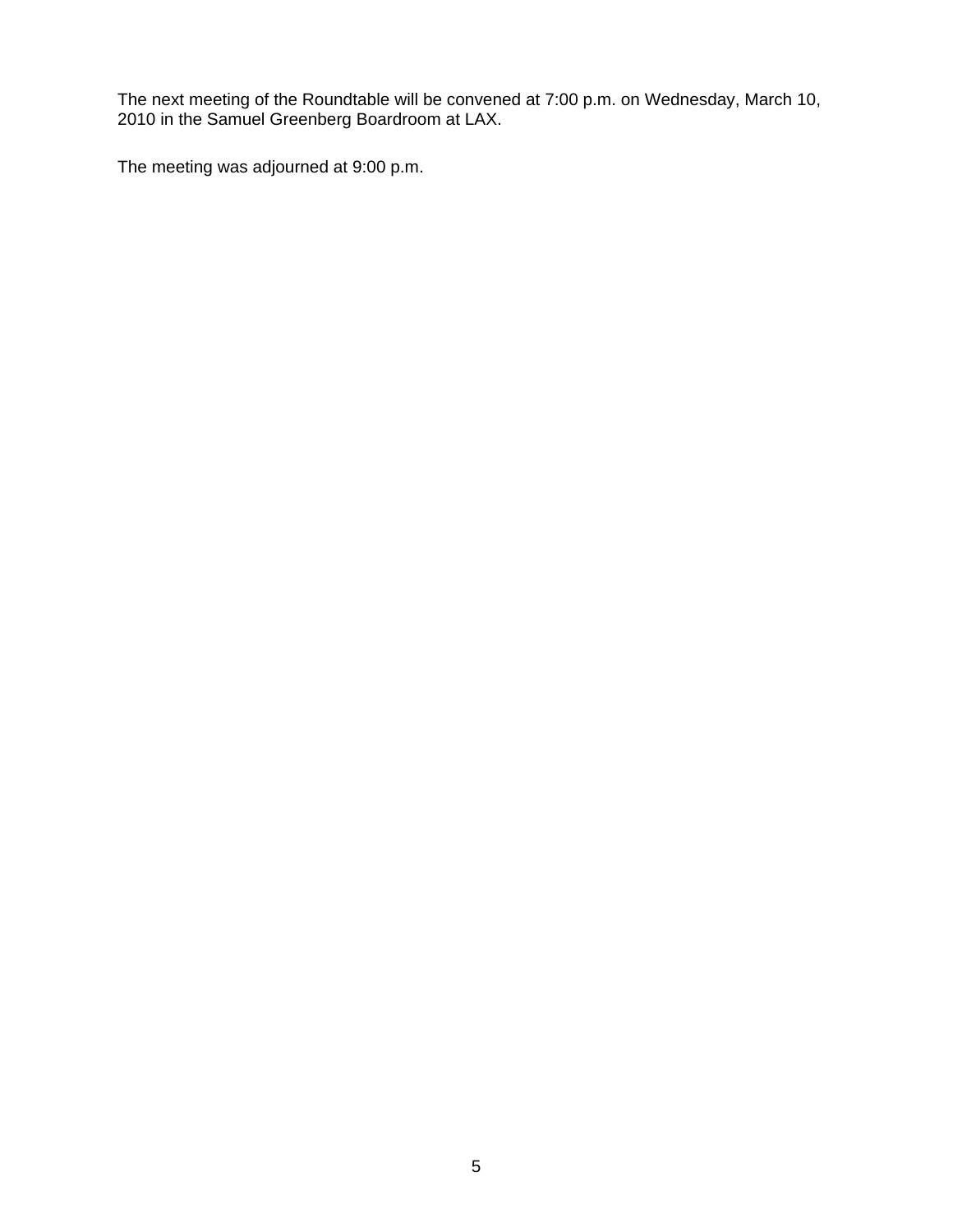The next meeting of the Roundtable will be convened at 7:00 p.m. on Wednesday, March 10, 2010 in the Samuel Greenberg Boardroom at LAX.

The meeting was adjourned at 9:00 p.m.